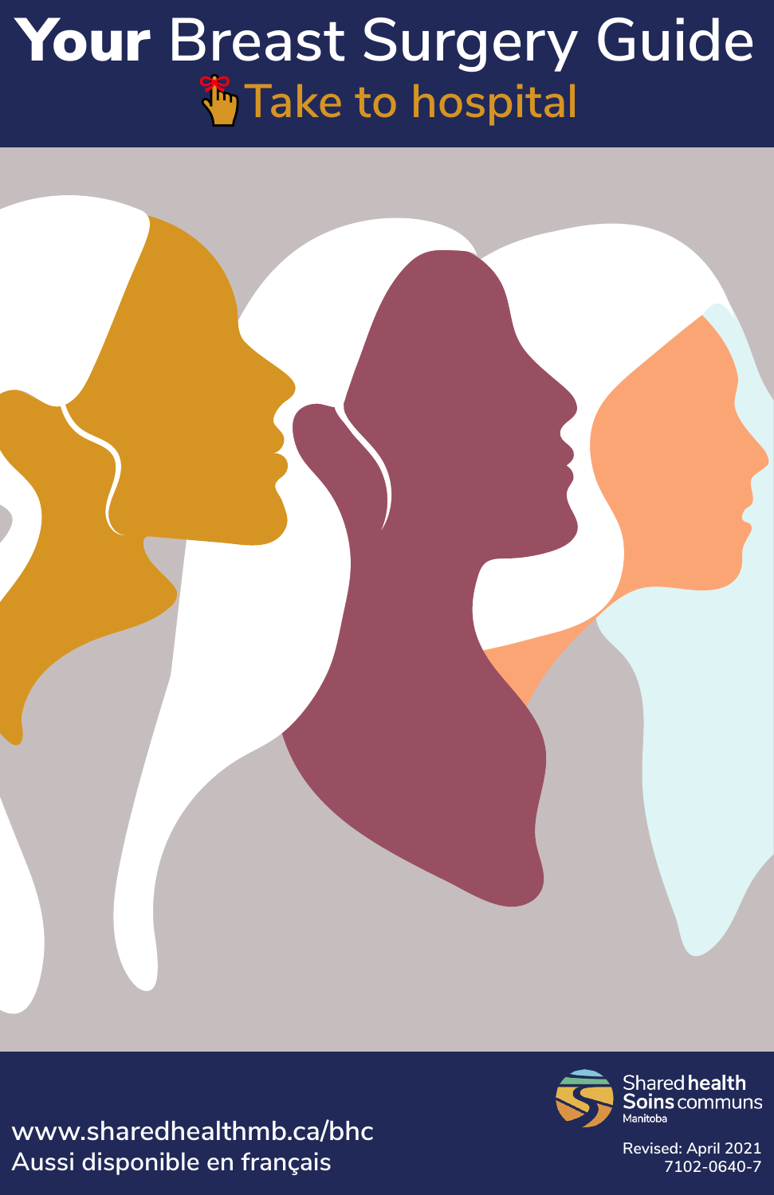# **Your** Breast Surgery Guide

## Take to hospital

www.sharedhealthmb.ca/bhc

Aussi disponible en français

Shared **health**
**Soins** communs
Manitoba

Revised: April 2021
7102-0640-7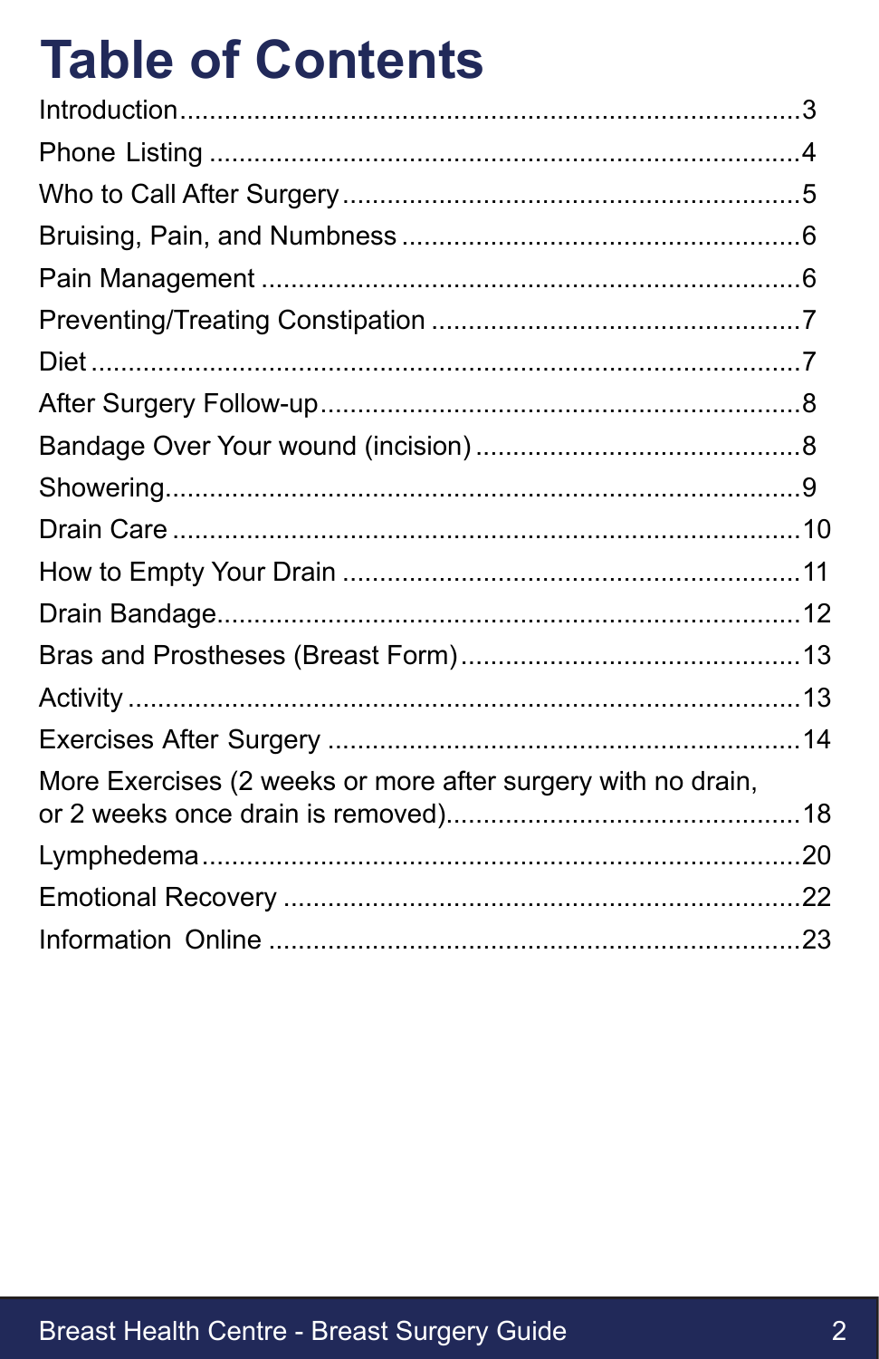# Table of Contents

| | |
|---|---|
| Introduction | 3 |
| Phone Listing | 4 |
| Who to Call After Surgery | 5 |
| Bruising, Pain, and Numbness | 6 |
| Pain Management | 6 |
| Preventing/Treating Constipation | 7 |
| Diet | 7 |
| After Surgery Follow-up | 8 |
| Bandage Over Your wound (incision) | 8 |
| Showering | 9 |
| Drain Care | 10 |
| How to Empty Your Drain | 11 |
| Drain Bandage | 12 |
| Bras and Prostheses (Breast Form) | 13 |
| Activity | 13 |
| Exercises After Surgery | 14 |
| More Exercises (2 weeks or more after surgery with no drain, or 2 weeks once drain is removed) | 18 |
| Lymphedema | 20 |
| Emotional Recovery | 22 |
| Information Online | 23 |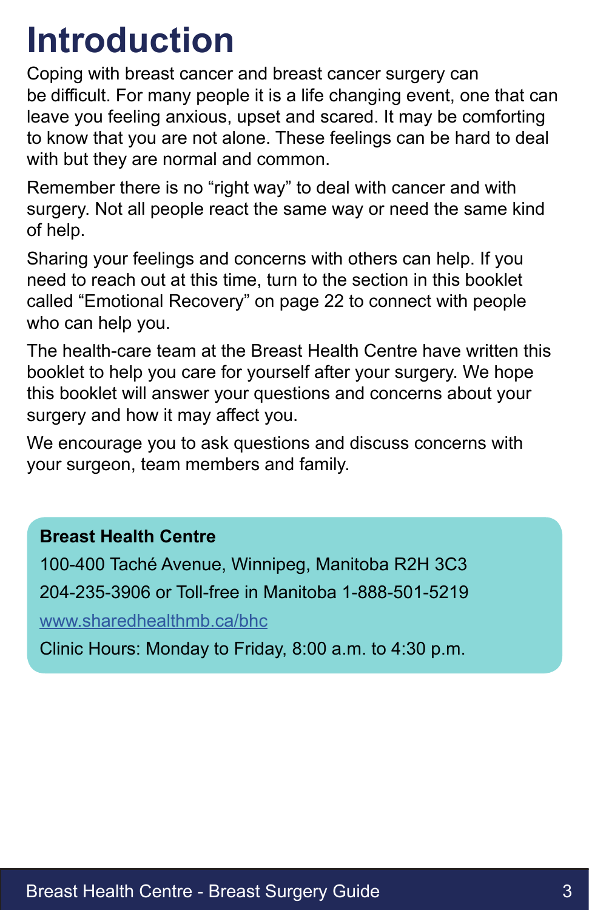# Introduction

Coping with breast cancer and breast cancer surgery can be difficult. For many people it is a life changing event, one that can leave you feeling anxious, upset and scared. It may be comforting to know that you are not alone. These feelings can be hard to deal with but they are normal and common.

Remember there is no "right way" to deal with cancer and with surgery. Not all people react the same way or need the same kind of help.

Sharing your feelings and concerns with others can help. If you need to reach out at this time, turn to the section in this booklet called "Emotional Recovery" on page 22 to connect with people who can help you.

The health-care team at the Breast Health Centre have written this booklet to help you care for yourself after your surgery. We hope this booklet will answer your questions and concerns about your surgery and how it may affect you.

We encourage you to ask questions and discuss concerns with your surgeon, team members and family.

**Breast Health Centre**

100-400 Taché Avenue, Winnipeg, Manitoba R2H 3C3

204-235-3906 or Toll-free in Manitoba 1-888-501-5219

www.sharedhealthmb.ca/bhc

Clinic Hours: Monday to Friday, 8:00 a.m. to 4:30 p.m.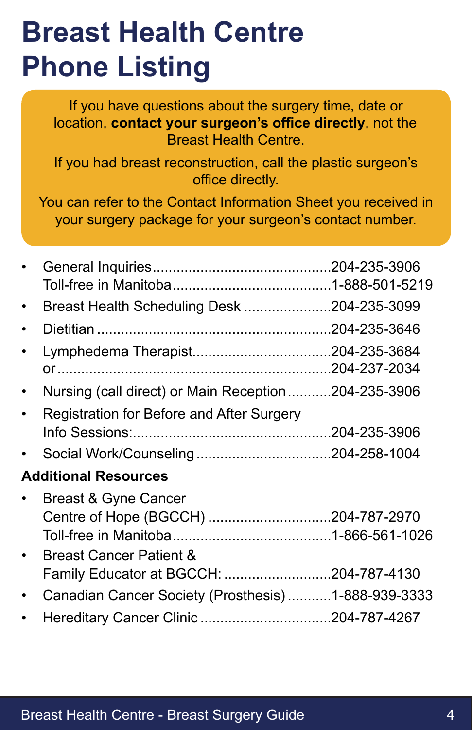# Breast Health Centre Phone Listing

If you have questions about the surgery time, date or location, **contact your surgeon's office directly**, not the Breast Health Centre.

If you had breast reconstruction, call the plastic surgeon's office directly.

You can refer to the Contact Information Sheet you received in your surgery package for your surgeon's contact number.

- General Inquiries............................................204-235-3906
  Toll-free in Manitoba.......................................1-888-501-5219
- Breast Health Scheduling Desk .....................204-235-3099
- Dietitian ..........................................................204-235-3646
- Lymphedema Therapist..................................204-235-3684
  or....................................................................204-237-2034
- Nursing (call direct) or Main Reception...........204-235-3906
- Registration for Before and After Surgery
  Info Sessions:.................................................204-235-3906
- Social Work/Counseling .................................204-258-1004

**Additional Resources**

- Breast & Gyne Cancer
  Centre of Hope (BGCCH) ..............................204-787-2970
  Toll-free in Manitoba.......................................1-866-561-1026
- Breast Cancer Patient &
  Family Educator at BGCCH: ..........................204-787-4130
- Canadian Cancer Society (Prosthesis)...........1-888-939-3333
- Hereditary Cancer Clinic .................................204-787-4267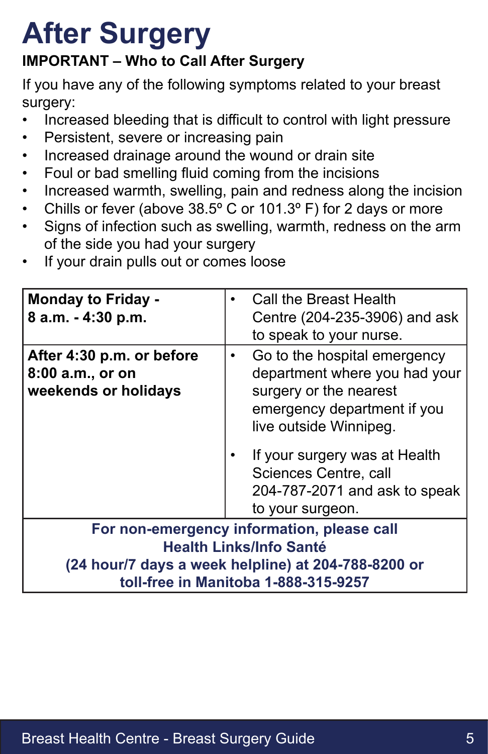# After Surgery

**IMPORTANT – Who to Call After Surgery**

If you have any of the following symptoms related to your breast surgery:

- Increased bleeding that is difficult to control with light pressure
- Persistent, severe or increasing pain
- Increased drainage around the wound or drain site
- Foul or bad smelling fluid coming from the incisions
- Increased warmth, swelling, pain and redness along the incision
- Chills or fever (above 38.5º C or 101.3º F) for 2 days or more
- Signs of infection such as swelling, warmth, redness on the arm of the side you had your surgery
- If your drain pulls out or comes loose

| | |
|---|---|
| **Monday to Friday - 8 a.m. - 4:30 p.m.** | • Call the Breast Health Centre (204-235-3906) and ask to speak to your nurse. |
| **After 4:30 p.m. or before 8:00 a.m., or on weekends or holidays** | • Go to the hospital emergency department where you had your surgery or the nearest emergency department if you live outside Winnipeg.<br>• If your surgery was at Health Sciences Centre, call 204-787-2071 and ask to speak to your surgeon. |
| **For non-emergency information, please call Health Links/Info Santé (24 hour/7 days a week helpline) at 204-788-8200 or toll-free in Manitoba 1-888-315-9257** | |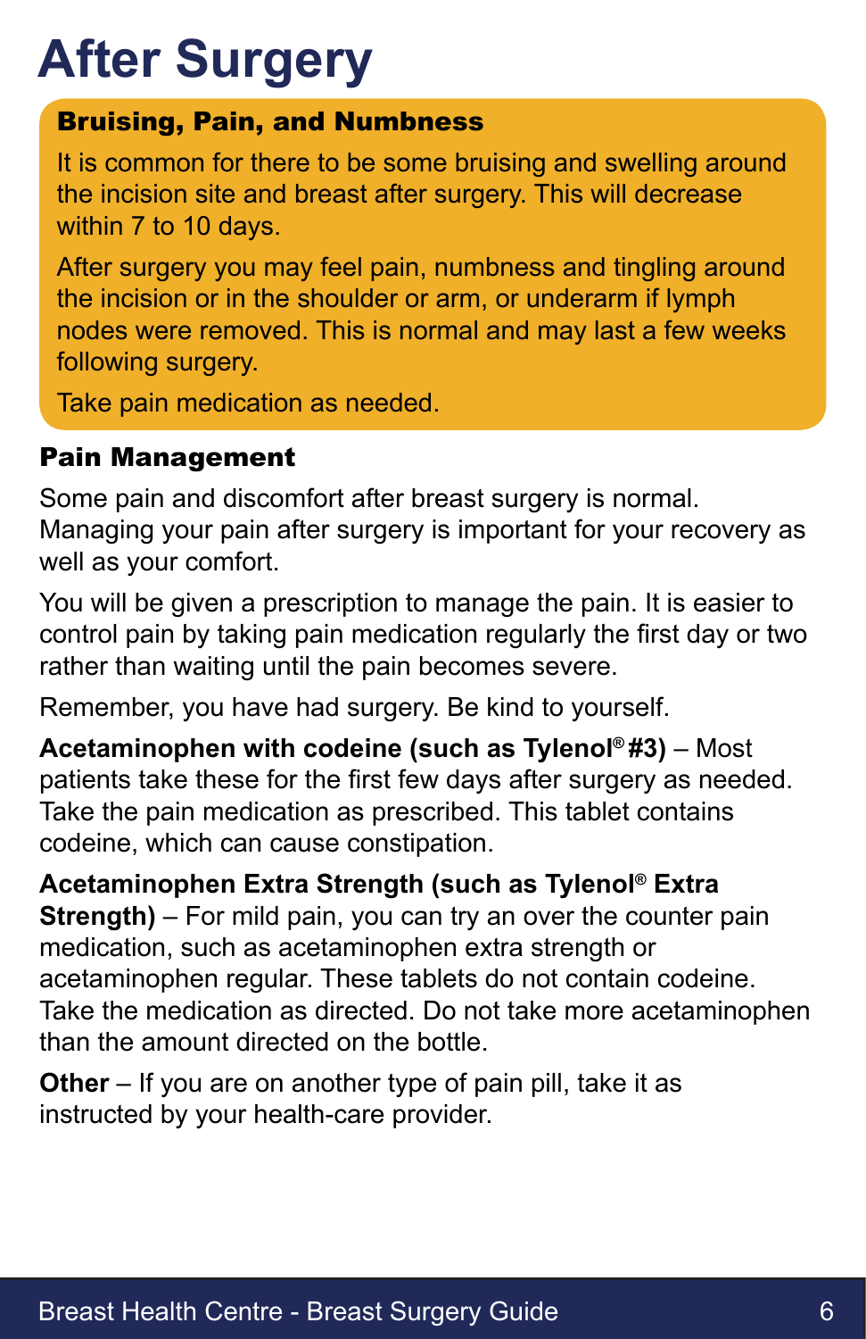# After Surgery

### Bruising, Pain, and Numbness

It is common for there to be some bruising and swelling around the incision site and breast after surgery. This will decrease within 7 to 10 days.

After surgery you may feel pain, numbness and tingling around the incision or in the shoulder or arm, or underarm if lymph nodes were removed. This is normal and may last a few weeks following surgery.

Take pain medication as needed.

### Pain Management

Some pain and discomfort after breast surgery is normal. Managing your pain after surgery is important for your recovery as well as your comfort.

You will be given a prescription to manage the pain. It is easier to control pain by taking pain medication regularly the first day or two rather than waiting until the pain becomes severe.

Remember, you have had surgery. Be kind to yourself.

**Acetaminophen with codeine (such as Tylenol® #3)** – Most patients take these for the first few days after surgery as needed. Take the pain medication as prescribed. This tablet contains codeine, which can cause constipation.

**Acetaminophen Extra Strength (such as Tylenol® Extra Strength)** – For mild pain, you can try an over the counter pain medication, such as acetaminophen extra strength or acetaminophen regular. These tablets do not contain codeine. Take the medication as directed. Do not take more acetaminophen than the amount directed on the bottle.

**Other** – If you are on another type of pain pill, take it as instructed by your health-care provider.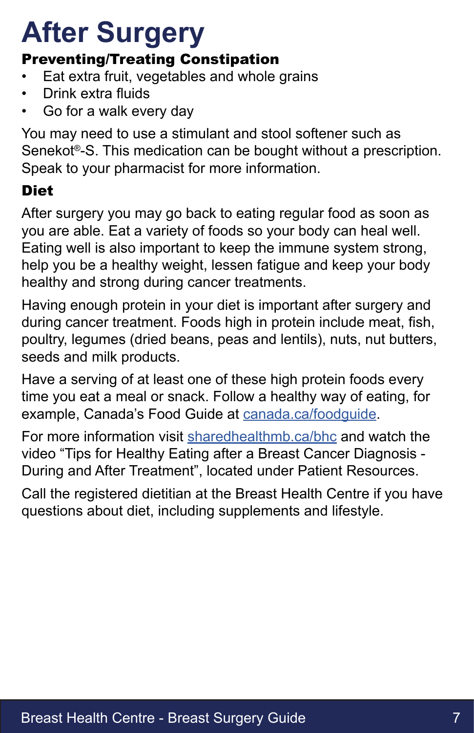# After Surgery

### Preventing/Treating Constipation

- Eat extra fruit, vegetables and whole grains
- Drink extra fluids
- Go for a walk every day

You may need to use a stimulant and stool softener such as Senekot®-S. This medication can be bought without a prescription. Speak to your pharmacist for more information.

### Diet

After surgery you may go back to eating regular food as soon as you are able. Eat a variety of foods so your body can heal well. Eating well is also important to keep the immune system strong, help you be a healthy weight, lessen fatigue and keep your body healthy and strong during cancer treatments.

Having enough protein in your diet is important after surgery and during cancer treatment. Foods high in protein include meat, fish, poultry, legumes (dried beans, peas and lentils), nuts, nut butters, seeds and milk products.

Have a serving of at least one of these high protein foods every time you eat a meal or snack. Follow a healthy way of eating, for example, Canada's Food Guide at canada.ca/foodguide.

For more information visit sharedhealthmb.ca/bhc and watch the video "Tips for Healthy Eating after a Breast Cancer Diagnosis - During and After Treatment", located under Patient Resources.

Call the registered dietitian at the Breast Health Centre if you have questions about diet, including supplements and lifestyle.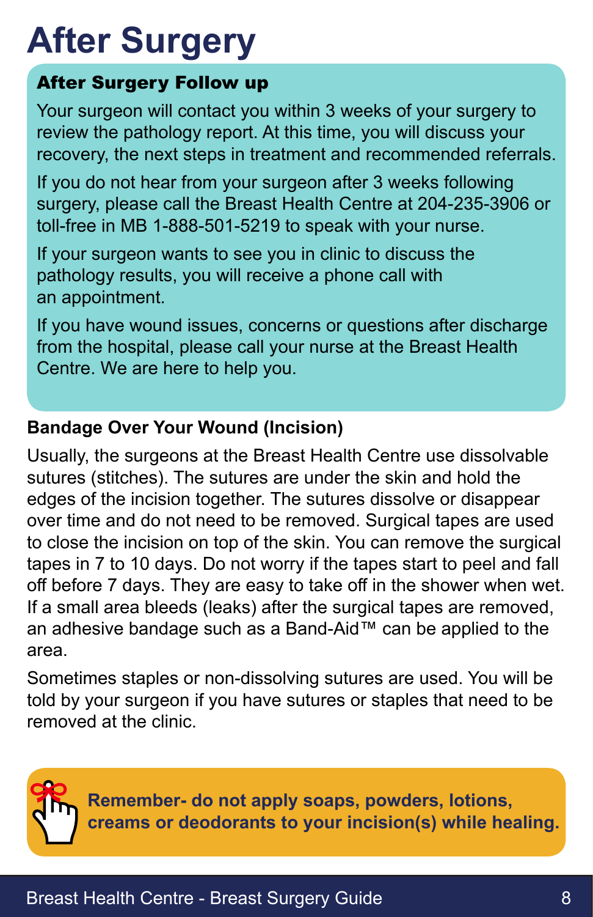# After Surgery

## After Surgery Follow up

Your surgeon will contact you within 3 weeks of your surgery to review the pathology report. At this time, you will discuss your recovery, the next steps in treatment and recommended referrals.

If you do not hear from your surgeon after 3 weeks following surgery, please call the Breast Health Centre at 204-235-3906 or toll-free in MB 1-888-501-5219 to speak with your nurse.

If your surgeon wants to see you in clinic to discuss the pathology results, you will receive a phone call with an appointment.

If you have wound issues, concerns or questions after discharge from the hospital, please call your nurse at the Breast Health Centre. We are here to help you.

### Bandage Over Your Wound (Incision)

Usually, the surgeons at the Breast Health Centre use dissolvable sutures (stitches). The sutures are under the skin and hold the edges of the incision together. The sutures dissolve or disappear over time and do not need to be removed. Surgical tapes are used to close the incision on top of the skin. You can remove the surgical tapes in 7 to 10 days. Do not worry if the tapes start to peel and fall off before 7 days. They are easy to take off in the shower when wet. If a small area bleeds (leaks) after the surgical tapes are removed, an adhesive bandage such as a Band-Aid™ can be applied to the area.

Sometimes staples or non-dissolving sutures are used. You will be told by your surgeon if you have sutures or staples that need to be removed at the clinic.

**Remember- do not apply soaps, powders, lotions, creams or deodorants to your incision(s) while healing.**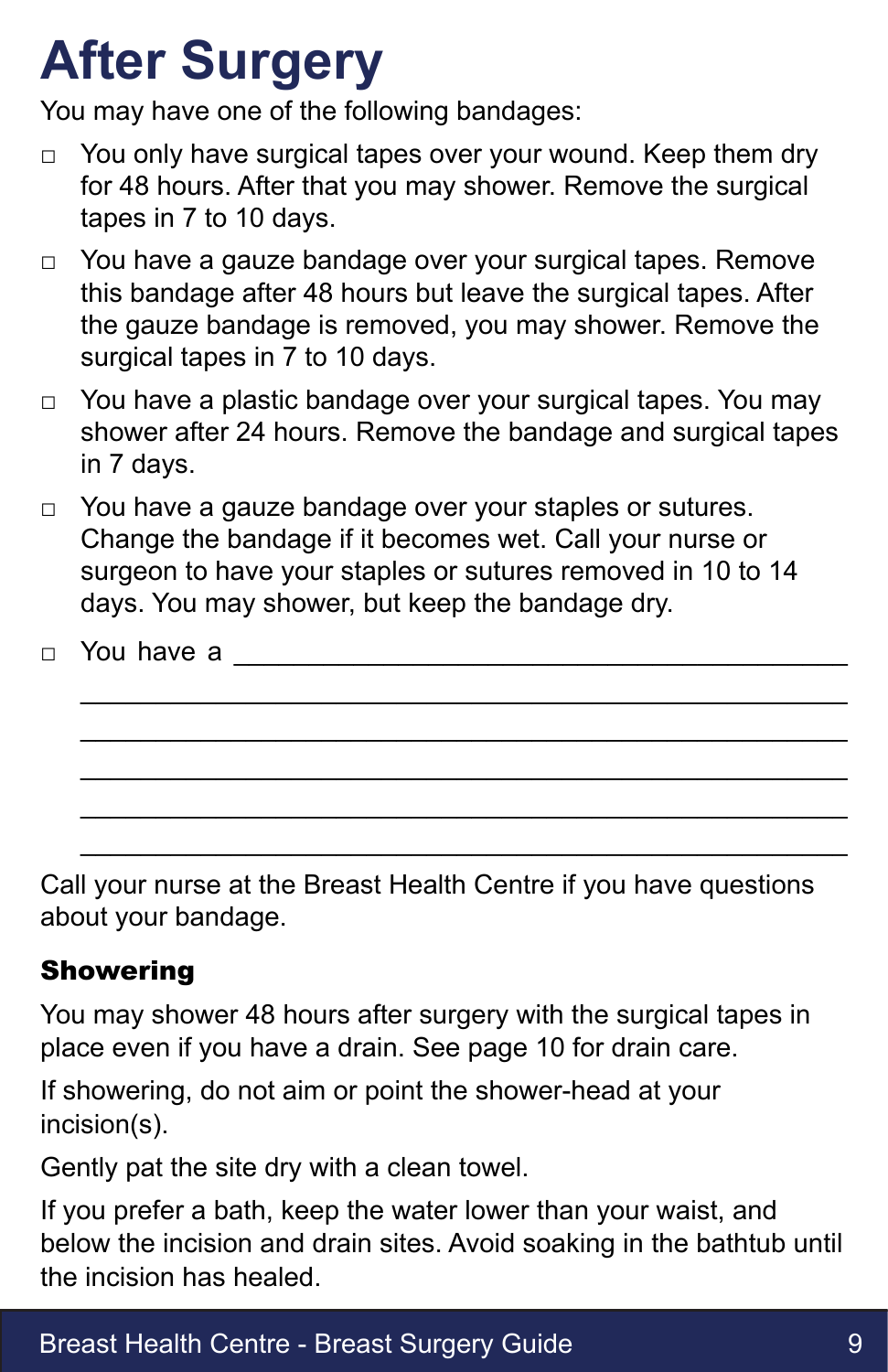# After Surgery

You may have one of the following bandages:

- ☐ You only have surgical tapes over your wound. Keep them dry for 48 hours. After that you may shower. Remove the surgical tapes in 7 to 10 days.
- ☐ You have a gauze bandage over your surgical tapes. Remove this bandage after 48 hours but leave the surgical tapes. After the gauze bandage is removed, you may shower. Remove the surgical tapes in 7 to 10 days.
- ☐ You have a plastic bandage over your surgical tapes. You may shower after 24 hours. Remove the bandage and surgical tapes in 7 days.
- ☐ You have a gauze bandage over your staples or sutures. Change the bandage if it becomes wet. Call your nurse or surgeon to have your staples or sutures removed in 10 to 14 days. You may shower, but keep the bandage dry.
- ☐ You have a ________________________________________
  ________________________________________________
  ________________________________________________
  ________________________________________________
  ________________________________________________
  ________________________________________________

Call your nurse at the Breast Health Centre if you have questions about your bandage.

### Showering

You may shower 48 hours after surgery with the surgical tapes in place even if you have a drain. See page 10 for drain care.

If showering, do not aim or point the shower-head at your incision(s).

Gently pat the site dry with a clean towel.

If you prefer a bath, keep the water lower than your waist, and below the incision and drain sites. Avoid soaking in the bathtub until the incision has healed.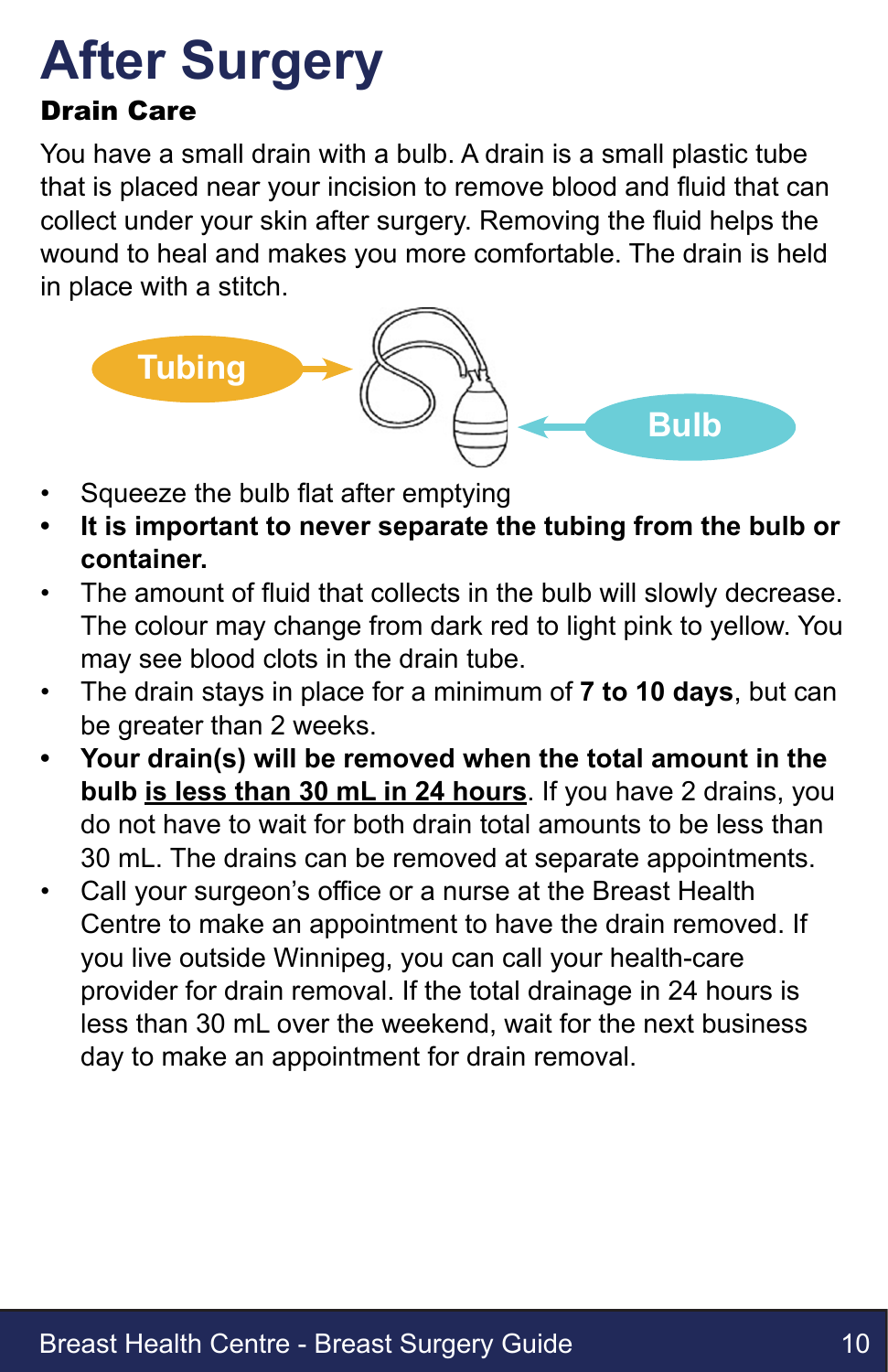# After Surgery

## Drain Care

You have a small drain with a bulb. A drain is a small plastic tube that is placed near your incision to remove blood and fluid that can collect under your skin after surgery. Removing the fluid helps the wound to heal and makes you more comfortable. The drain is held in place with a stitch.

Tubing

Bulb

- Squeeze the bulb flat after emptying
- **It is important to never separate the tubing from the bulb or container.**
- The amount of fluid that collects in the bulb will slowly decrease. The colour may change from dark red to light pink to yellow. You may see blood clots in the drain tube.
- The drain stays in place for a minimum of **7 to 10 days**, but can be greater than 2 weeks.
- **Your drain(s) will be removed when the total amount in the bulb <u>is less than 30 mL in 24 hours</u>**. If you have 2 drains, you do not have to wait for both drain total amounts to be less than 30 mL. The drains can be removed at separate appointments.
- Call your surgeon's office or a nurse at the Breast Health Centre to make an appointment to have the drain removed. If you live outside Winnipeg, you can call your health-care provider for drain removal. If the total drainage in 24 hours is less than 30 mL over the weekend, wait for the next business day to make an appointment for drain removal.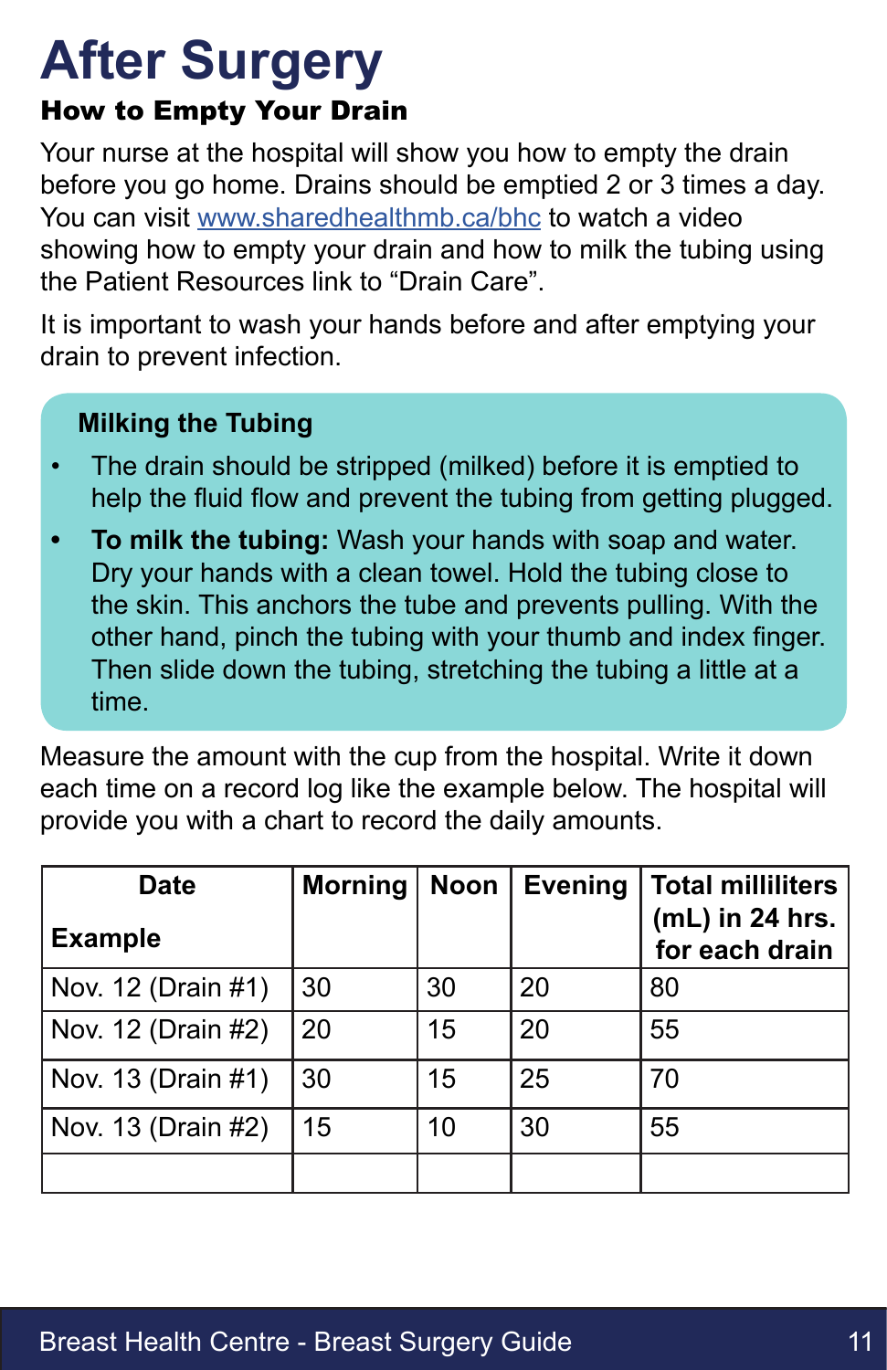# After Surgery

### How to Empty Your Drain

Your nurse at the hospital will show you how to empty the drain before you go home. Drains should be emptied 2 or 3 times a day. You can visit www.sharedhealthmb.ca/bhc to watch a video showing how to empty your drain and how to milk the tubing using the Patient Resources link to "Drain Care".

It is important to wash your hands before and after emptying your drain to prevent infection.

**Milking the Tubing**

- The drain should be stripped (milked) before it is emptied to help the fluid flow and prevent the tubing from getting plugged.
- **To milk the tubing:** Wash your hands with soap and water. Dry your hands with a clean towel. Hold the tubing close to the skin. This anchors the tube and prevents pulling. With the other hand, pinch the tubing with your thumb and index finger. Then slide down the tubing, stretching the tubing a little at a time.

Measure the amount with the cup from the hospital. Write it down each time on a record log like the example below. The hospital will provide you with a chart to record the daily amounts.

| Date<br>Example | Morning | Noon | Evening | Total milliliters (mL) in 24 hrs. for each drain |
|---|---|---|---|---|
| Nov. 12 (Drain #1) | 30 | 30 | 20 | 80 |
| Nov. 12 (Drain #2) | 20 | 15 | 20 | 55 |
| Nov. 13 (Drain #1) | 30 | 15 | 25 | 70 |
| Nov. 13 (Drain #2) | 15 | 10 | 30 | 55 |
| | | | | |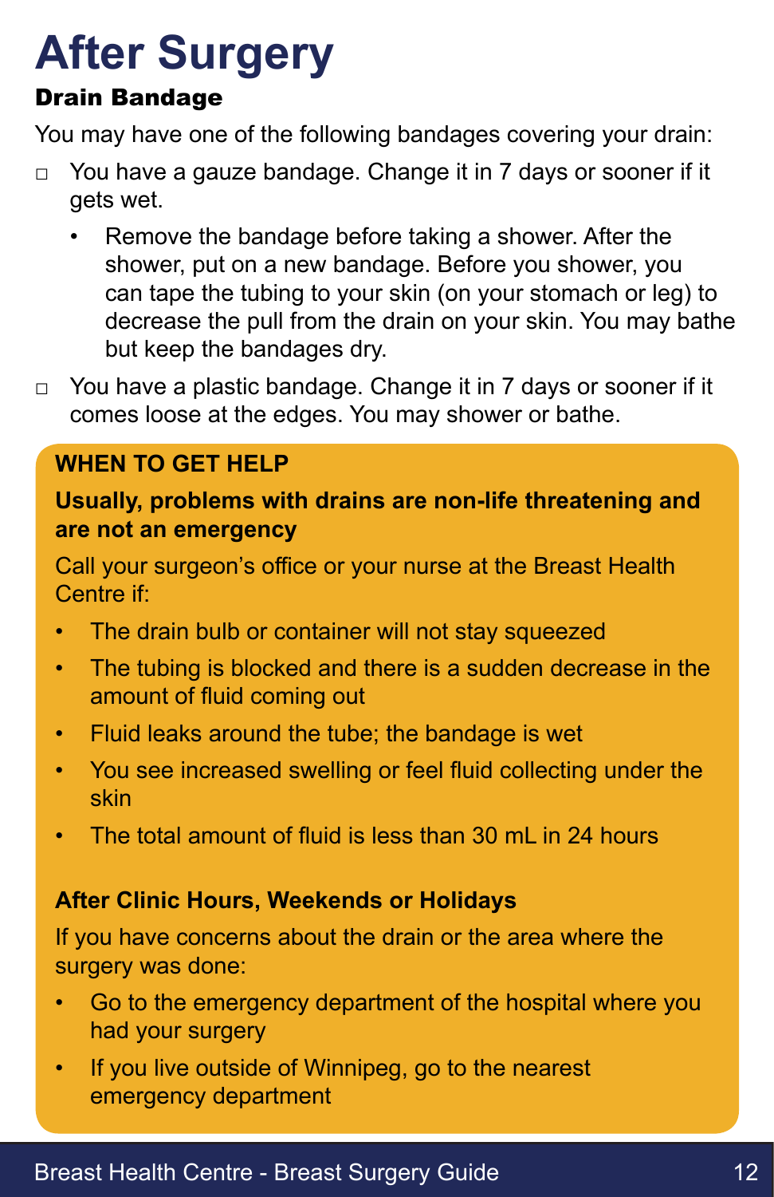# After Surgery

### Drain Bandage

You may have one of the following bandages covering your drain:

- ☐ You have a gauze bandage. Change it in 7 days or sooner if it gets wet.
    - Remove the bandage before taking a shower. After the shower, put on a new bandage. Before you shower, you can tape the tubing to your skin (on your stomach or leg) to decrease the pull from the drain on your skin. You may bathe but keep the bandages dry.
- ☐ You have a plastic bandage. Change it in 7 days or sooner if it comes loose at the edges. You may shower or bathe.

**WHEN TO GET HELP**

**Usually, problems with drains are non-life threatening and are not an emergency**

Call your surgeon's office or your nurse at the Breast Health Centre if:

- The drain bulb or container will not stay squeezed
- The tubing is blocked and there is a sudden decrease in the amount of fluid coming out
- Fluid leaks around the tube; the bandage is wet
- You see increased swelling or feel fluid collecting under the skin
- The total amount of fluid is less than 30 mL in 24 hours

**After Clinic Hours, Weekends or Holidays**

If you have concerns about the drain or the area where the surgery was done:

- Go to the emergency department of the hospital where you had your surgery
- If you live outside of Winnipeg, go to the nearest emergency department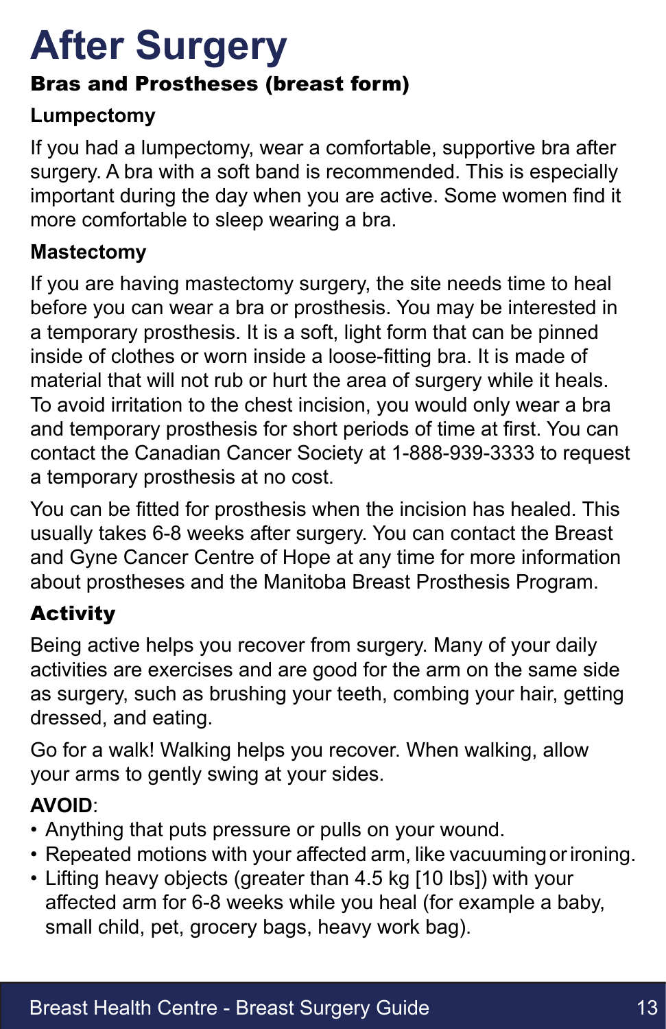# After Surgery

## Bras and Prostheses (breast form)

### Lumpectomy

If you had a lumpectomy, wear a comfortable, supportive bra after surgery. A bra with a soft band is recommended. This is especially important during the day when you are active. Some women find it more comfortable to sleep wearing a bra.

### Mastectomy

If you are having mastectomy surgery, the site needs time to heal before you can wear a bra or prosthesis. You may be interested in a temporary prosthesis. It is a soft, light form that can be pinned inside of clothes or worn inside a loose-fitting bra. It is made of material that will not rub or hurt the area of surgery while it heals. To avoid irritation to the chest incision, you would only wear a bra and temporary prosthesis for short periods of time at first. You can contact the Canadian Cancer Society at 1-888-939-3333 to request a temporary prosthesis at no cost.

You can be fitted for prosthesis when the incision has healed. This usually takes 6-8 weeks after surgery. You can contact the Breast and Gyne Cancer Centre of Hope at any time for more information about prostheses and the Manitoba Breast Prosthesis Program.

## Activity

Being active helps you recover from surgery. Many of your daily activities are exercises and are good for the arm on the same side as surgery, such as brushing your teeth, combing your hair, getting dressed, and eating.

Go for a walk! Walking helps you recover. When walking, allow your arms to gently swing at your sides.

**AVOID**:

- Anything that puts pressure or pulls on your wound.
- Repeated motions with your affected arm, like vacuuming or ironing.
- Lifting heavy objects (greater than 4.5 kg [10 lbs]) with your affected arm for 6-8 weeks while you heal (for example a baby, small child, pet, grocery bags, heavy work bag).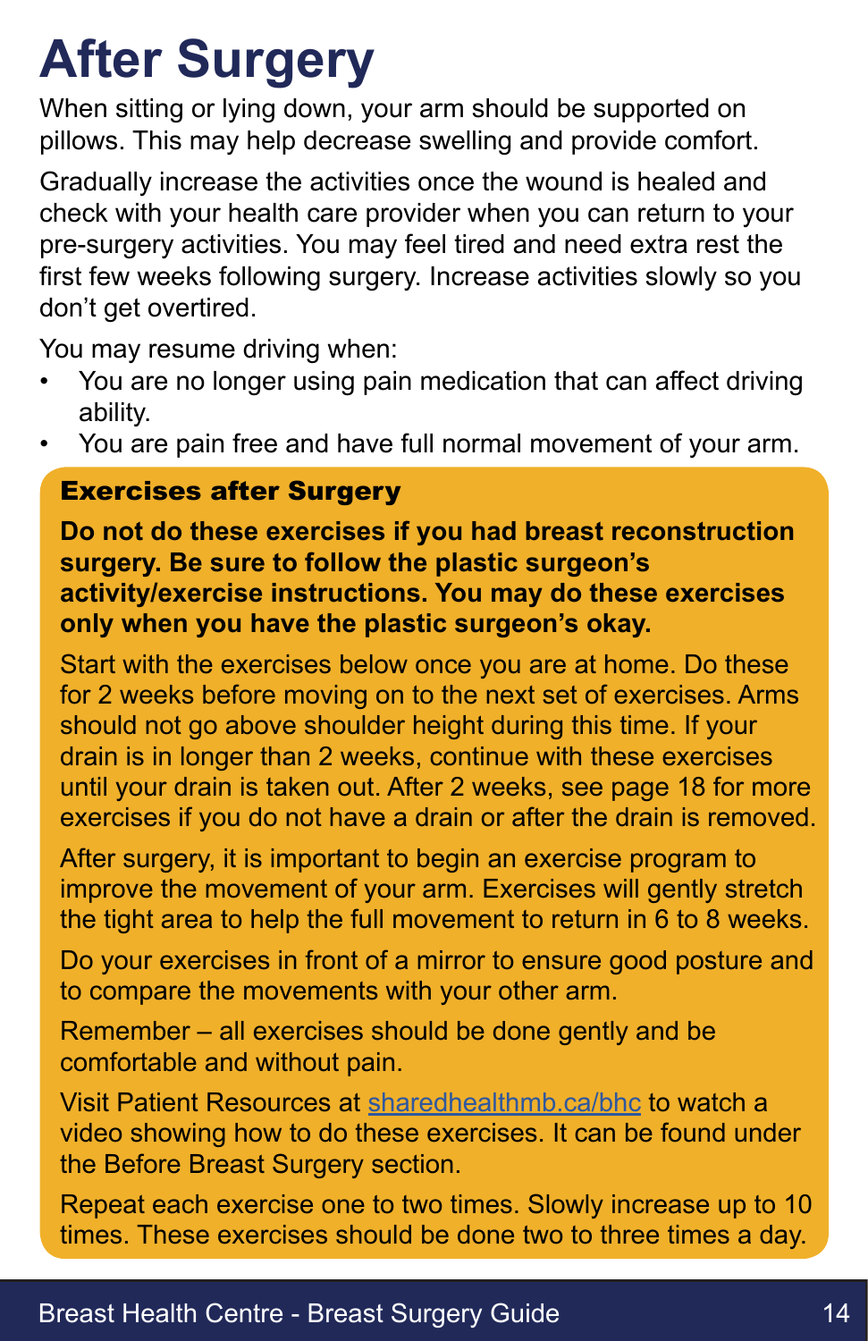# After Surgery

When sitting or lying down, your arm should be supported on pillows. This may help decrease swelling and provide comfort.

Gradually increase the activities once the wound is healed and check with your health care provider when you can return to your pre-surgery activities. You may feel tired and need extra rest the first few weeks following surgery. Increase activities slowly so you don't get overtired.

You may resume driving when:

- You are no longer using pain medication that can affect driving ability.
- You are pain free and have full normal movement of your arm.

## Exercises after Surgery

**Do not do these exercises if you had breast reconstruction surgery. Be sure to follow the plastic surgeon's activity/exercise instructions. You may do these exercises only when you have the plastic surgeon's okay.**

Start with the exercises below once you are at home. Do these for 2 weeks before moving on to the next set of exercises. Arms should not go above shoulder height during this time. If your drain is in longer than 2 weeks, continue with these exercises until your drain is taken out. After 2 weeks, see page 18 for more exercises if you do not have a drain or after the drain is removed.

After surgery, it is important to begin an exercise program to improve the movement of your arm. Exercises will gently stretch the tight area to help the full movement to return in 6 to 8 weeks.

Do your exercises in front of a mirror to ensure good posture and to compare the movements with your other arm.

Remember – all exercises should be done gently and be comfortable and without pain.

Visit Patient Resources at [sharedhealthmb.ca/bhc](sharedhealthmb.ca/bhc) to watch a video showing how to do these exercises. It can be found under the Before Breast Surgery section.

Repeat each exercise one to two times. Slowly increase up to 10 times. These exercises should be done two to three times a day.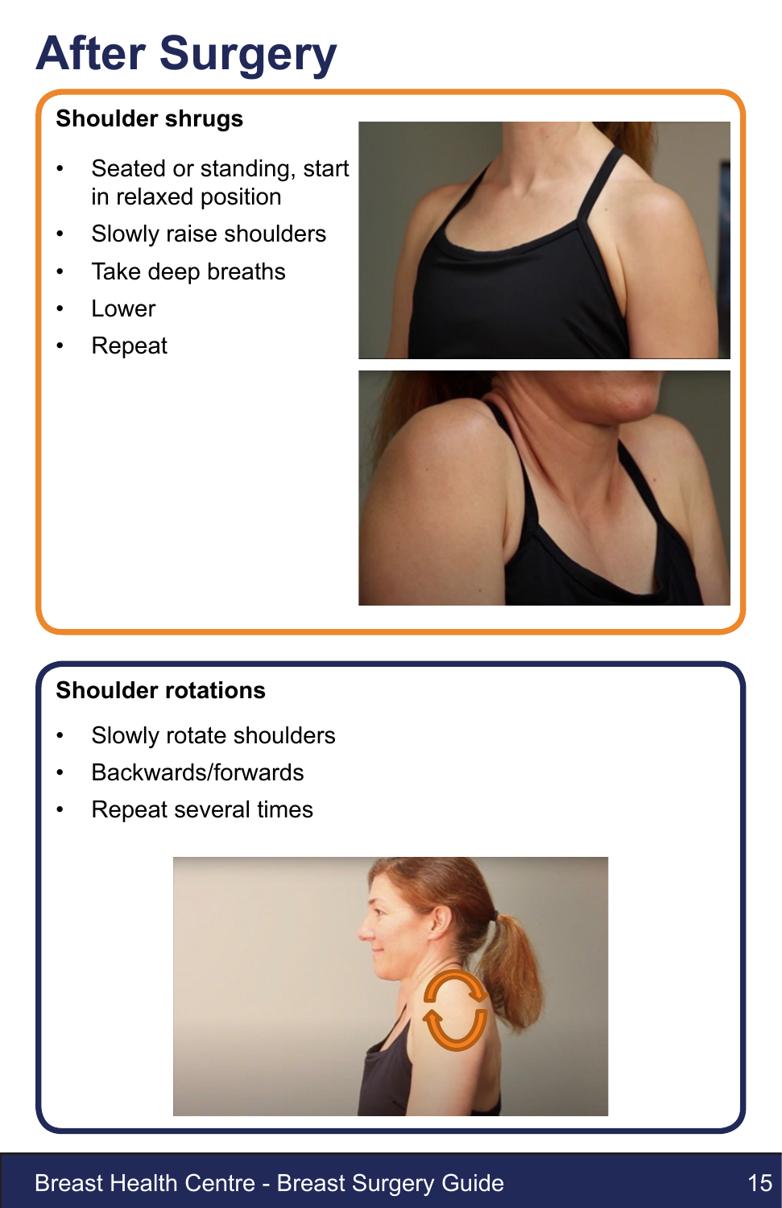# After Surgery

### Shoulder shrugs

- Seated or standing, start in relaxed position
- Slowly raise shoulders
- Take deep breaths
- Lower
- Repeat

### Shoulder rotations

- Slowly rotate shoulders
- Backwards/forwards
- Repeat several times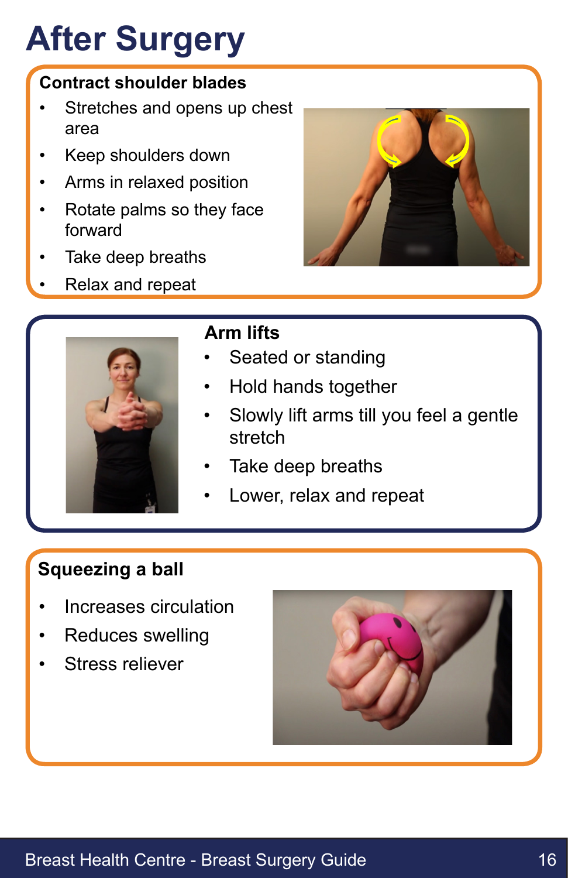# After Surgery

### Contract shoulder blades

- Stretches and opens up chest area
- Keep shoulders down
- Arms in relaxed position
- Rotate palms so they face forward
- Take deep breaths
- Relax and repeat

### Arm lifts

- Seated or standing
- Hold hands together
- Slowly lift arms till you feel a gentle stretch
- Take deep breaths
- Lower, relax and repeat

### Squeezing a ball

- Increases circulation
- Reduces swelling
- Stress reliever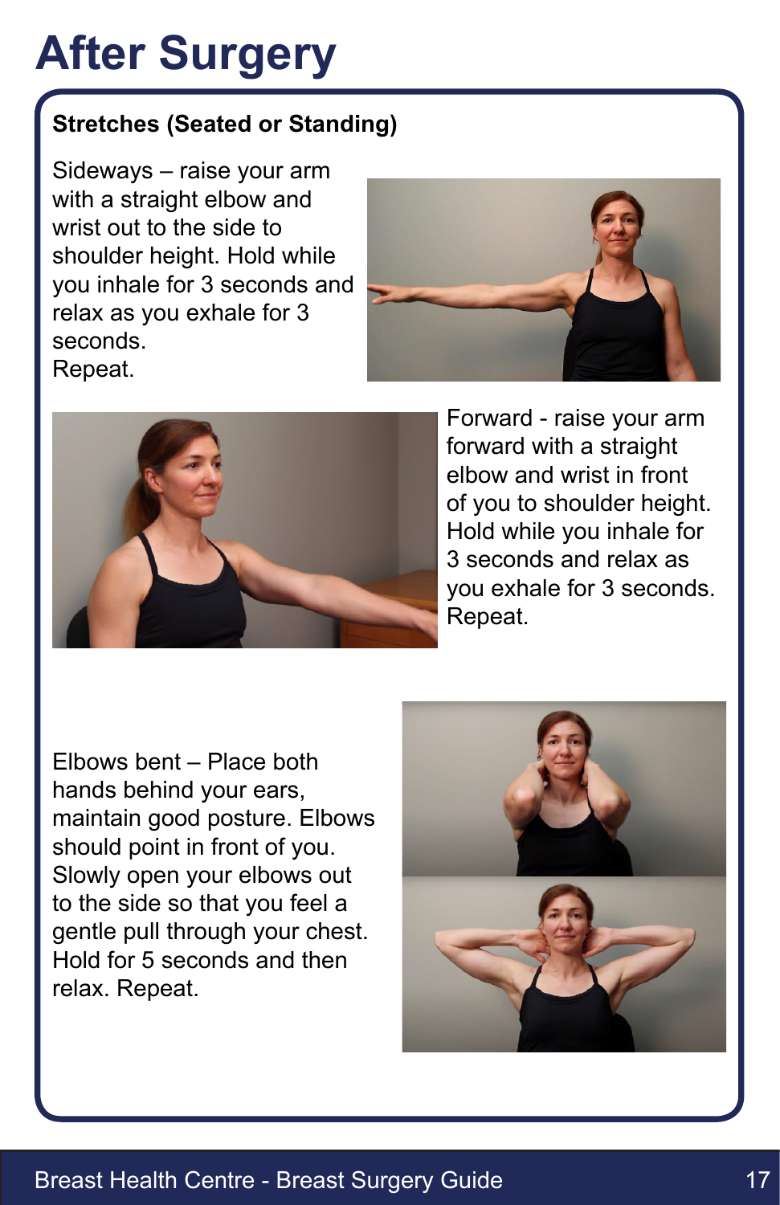# After Surgery

**Stretches (Seated or Standing)**

Sideways – raise your arm with a straight elbow and wrist out to the side to shoulder height. Hold while you inhale for 3 seconds and relax as you exhale for 3 seconds.
Repeat.

Forward - raise your arm forward with a straight elbow and wrist in front of you to shoulder height. Hold while you inhale for 3 seconds and relax as you exhale for 3 seconds.
Repeat.

Elbows bent – Place both hands behind your ears, maintain good posture. Elbows should point in front of you. Slowly open your elbows out to the side so that you feel a gentle pull through your chest. Hold for 5 seconds and then relax. Repeat.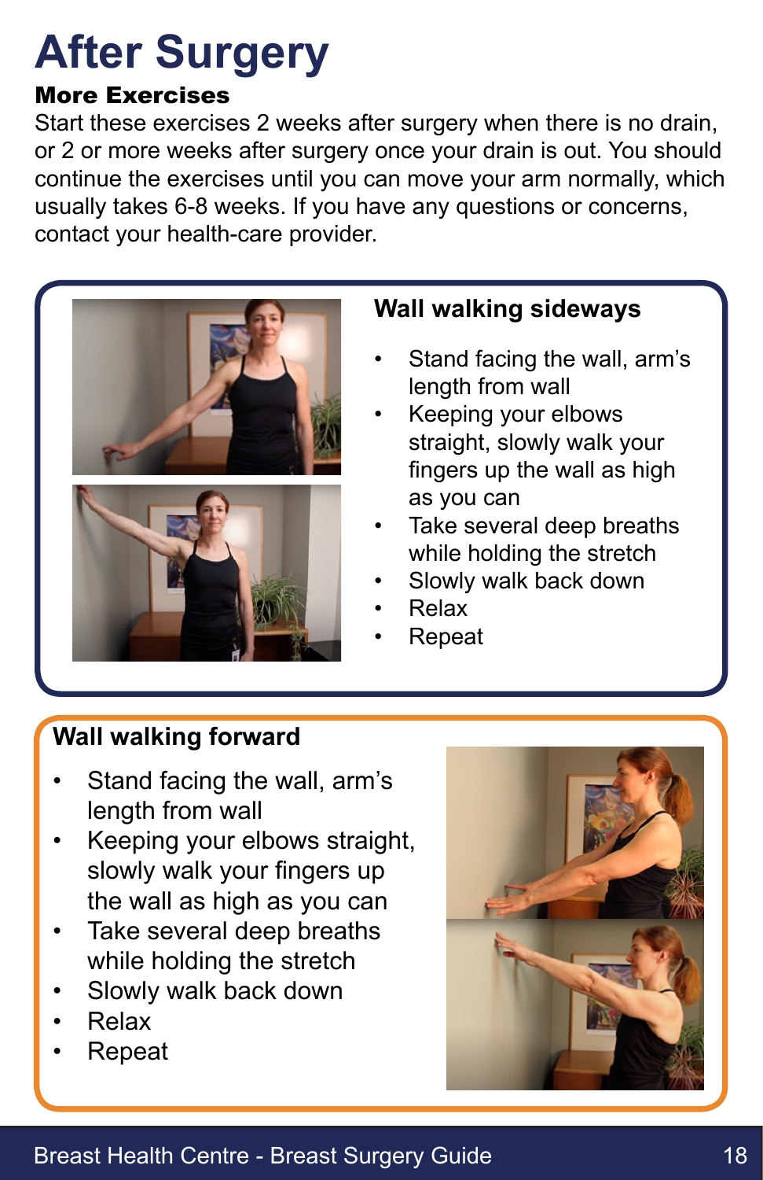# After Surgery

## More Exercises

Start these exercises 2 weeks after surgery when there is no drain, or 2 or more weeks after surgery once your drain is out. You should continue the exercises until you can move your arm normally, which usually takes 6-8 weeks. If you have any questions or concerns, contact your health-care provider.

### Wall walking sideways

- Stand facing the wall, arm's length from wall
- Keeping your elbows straight, slowly walk your fingers up the wall as high as you can
- Take several deep breaths while holding the stretch
- Slowly walk back down
- Relax
- Repeat

### Wall walking forward

- Stand facing the wall, arm's length from wall
- Keeping your elbows straight, slowly walk your fingers up the wall as high as you can
- Take several deep breaths while holding the stretch
- Slowly walk back down
- Relax
- Repeat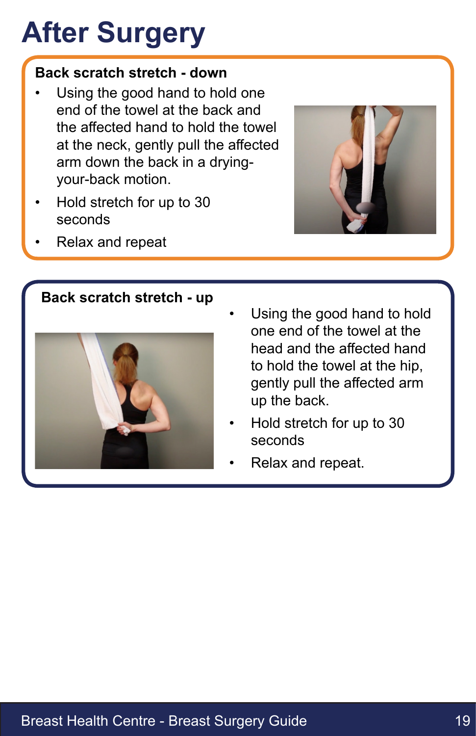# After Surgery

**Back scratch stretch - down**

- Using the good hand to hold one end of the towel at the back and the affected hand to hold the towel at the neck, gently pull the affected arm down the back in a drying-your-back motion.
- Hold stretch for up to 30 seconds
- Relax and repeat

**Back scratch stretch - up**

- Using the good hand to hold one end of the towel at the head and the affected hand to hold the towel at the hip, gently pull the affected arm up the back.
- Hold stretch for up to 30 seconds
- Relax and repeat.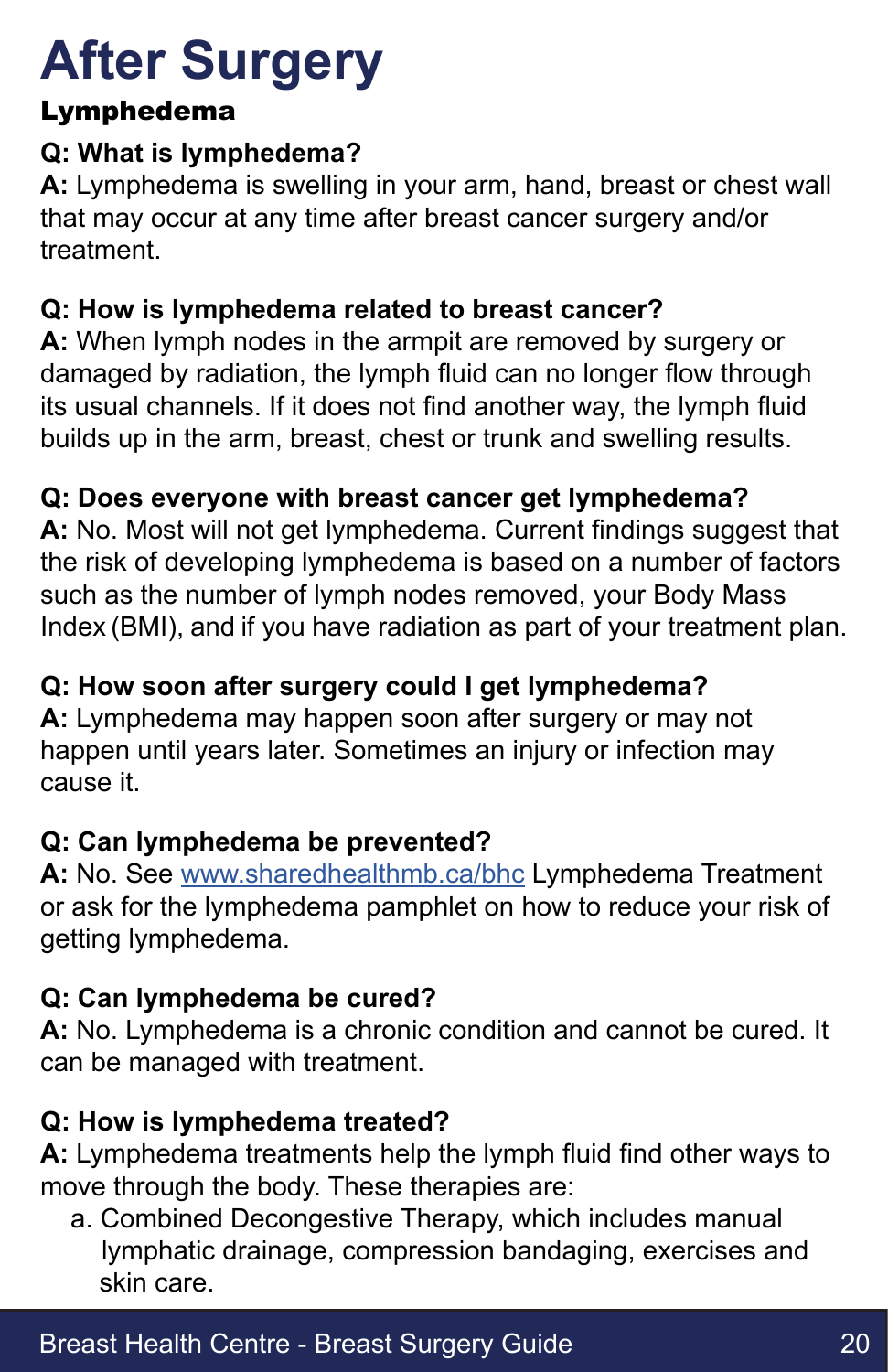# After Surgery

## Lymphedema

**Q: What is lymphedema?**

**A:** Lymphedema is swelling in your arm, hand, breast or chest wall that may occur at any time after breast cancer surgery and/or treatment.

**Q: How is lymphedema related to breast cancer?**

**A:** When lymph nodes in the armpit are removed by surgery or damaged by radiation, the lymph fluid can no longer flow through its usual channels. If it does not find another way, the lymph fluid builds up in the arm, breast, chest or trunk and swelling results.

**Q: Does everyone with breast cancer get lymphedema?**

**A:** No. Most will not get lymphedema. Current findings suggest that the risk of developing lymphedema is based on a number of factors such as the number of lymph nodes removed, your Body Mass Index (BMI), and if you have radiation as part of your treatment plan.

**Q: How soon after surgery could I get lymphedema?**

**A:** Lymphedema may happen soon after surgery or may not happen until years later. Sometimes an injury or infection may cause it.

**Q: Can lymphedema be prevented?**

**A:** No. See [www.sharedhealthmb.ca/bhc](http://www.sharedhealthmb.ca/bhc) Lymphedema Treatment or ask for the lymphedema pamphlet on how to reduce your risk of getting lymphedema.

**Q: Can lymphedema be cured?**

**A:** No. Lymphedema is a chronic condition and cannot be cured. It can be managed with treatment.

**Q: How is lymphedema treated?**

**A:** Lymphedema treatments help the lymph fluid find other ways to move through the body. These therapies are:

a. Combined Decongestive Therapy, which includes manual lymphatic drainage, compression bandaging, exercises and skin care.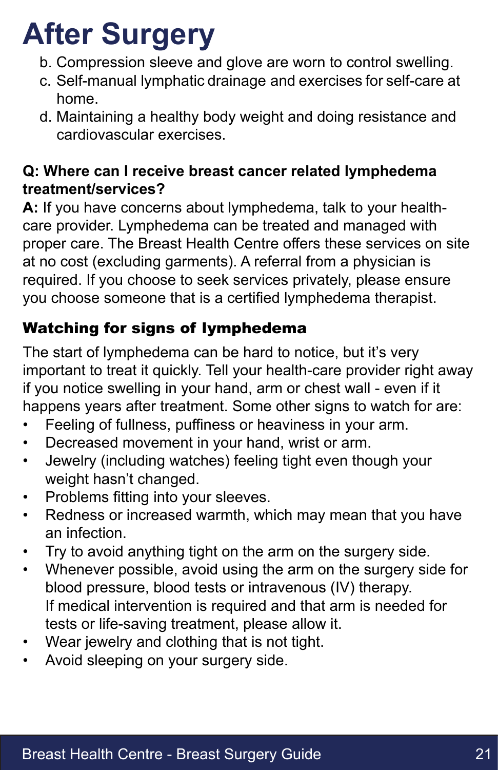# After Surgery

b. Compression sleeve and glove are worn to control swelling.
c. Self-manual lymphatic drainage and exercises for self-care at home.
d. Maintaining a healthy body weight and doing resistance and cardiovascular exercises.

**Q: Where can I receive breast cancer related lymphedema treatment/services?**

**A:** If you have concerns about lymphedema, talk to your health-care provider. Lymphedema can be treated and managed with proper care. The Breast Health Centre offers these services on site at no cost (excluding garments). A referral from a physician is required. If you choose to seek services privately, please ensure you choose someone that is a certified lymphedema therapist.

## Watching for signs of lymphedema

The start of lymphedema can be hard to notice, but it's very important to treat it quickly. Tell your health-care provider right away if you notice swelling in your hand, arm or chest wall - even if it happens years after treatment. Some other signs to watch for are:

- Feeling of fullness, puffiness or heaviness in your arm.
- Decreased movement in your hand, wrist or arm.
- Jewelry (including watches) feeling tight even though your weight hasn't changed.
- Problems fitting into your sleeves.
- Redness or increased warmth, which may mean that you have an infection.
- Try to avoid anything tight on the arm on the surgery side.
- Whenever possible, avoid using the arm on the surgery side for blood pressure, blood tests or intravenous (IV) therapy. If medical intervention is required and that arm is needed for tests or life-saving treatment, please allow it.
- Wear jewelry and clothing that is not tight.
- Avoid sleeping on your surgery side.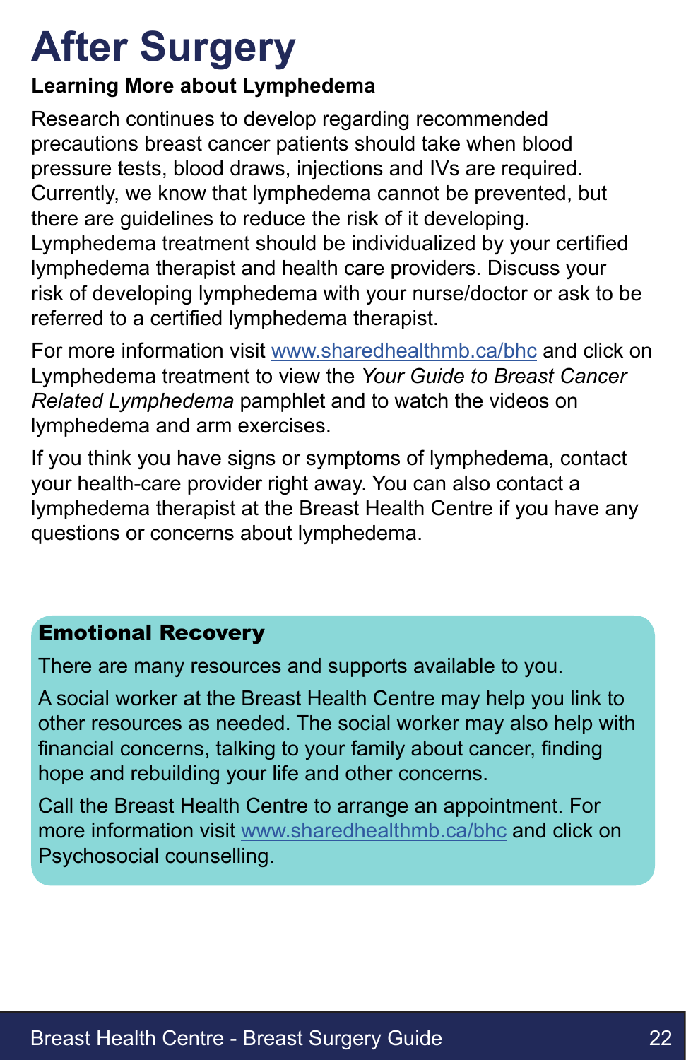# After Surgery

**Learning More about Lymphedema**

Research continues to develop regarding recommended precautions breast cancer patients should take when blood pressure tests, blood draws, injections and IVs are required. Currently, we know that lymphedema cannot be prevented, but there are guidelines to reduce the risk of it developing. Lymphedema treatment should be individualized by your certified lymphedema therapist and health care providers. Discuss your risk of developing lymphedema with your nurse/doctor or ask to be referred to a certified lymphedema therapist.

For more information visit [www.sharedhealthmb.ca/bhc](http://www.sharedhealthmb.ca/bhc) and click on Lymphedema treatment to view the *Your Guide to Breast Cancer Related Lymphedema* pamphlet and to watch the videos on lymphedema and arm exercises.

If you think you have signs or symptoms of lymphedema, contact your health-care provider right away. You can also contact a lymphedema therapist at the Breast Health Centre if you have any questions or concerns about lymphedema.

## Emotional Recovery

There are many resources and supports available to you.

A social worker at the Breast Health Centre may help you link to other resources as needed. The social worker may also help with financial concerns, talking to your family about cancer, finding hope and rebuilding your life and other concerns.

Call the Breast Health Centre to arrange an appointment. For more information visit [www.sharedhealthmb.ca/bhc](http://www.sharedhealthmb.ca/bhc) and click on Psychosocial counselling.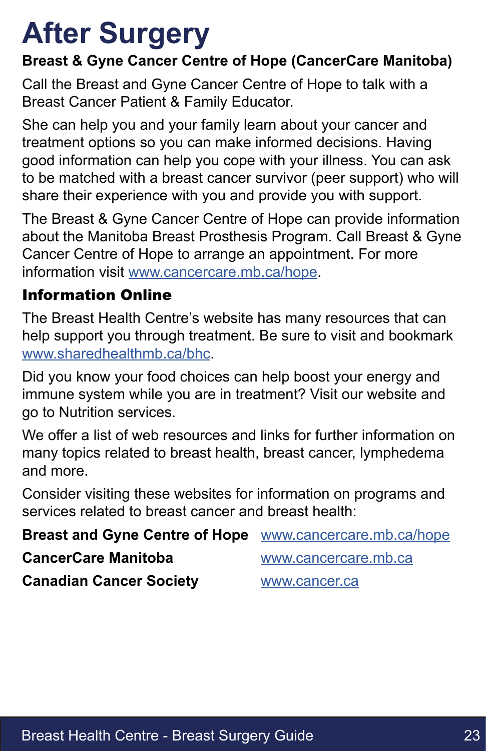# After Surgery

**Breast & Gyne Cancer Centre of Hope (CancerCare Manitoba)**

Call the Breast and Gyne Cancer Centre of Hope to talk with a Breast Cancer Patient & Family Educator.

She can help you and your family learn about your cancer and treatment options so you can make informed decisions. Having good information can help you cope with your illness. You can ask to be matched with a breast cancer survivor (peer support) who will share their experience with you and provide you with support.

The Breast & Gyne Cancer Centre of Hope can provide information about the Manitoba Breast Prosthesis Program. Call Breast & Gyne Cancer Centre of Hope to arrange an appointment. For more information visit www.cancercare.mb.ca/hope.

## Information Online

The Breast Health Centre's website has many resources that can help support you through treatment. Be sure to visit and bookmark www.sharedhealthmb.ca/bhc.

Did you know your food choices can help boost your energy and immune system while you are in treatment? Visit our website and go to Nutrition services.

We offer a list of web resources and links for further information on many topics related to breast health, breast cancer, lymphedema and more.

Consider visiting these websites for information on programs and services related to breast cancer and breast health:

| | |
|---|---|
| **Breast and Gyne Centre of Hope** | www.cancercare.mb.ca/hope |
| **CancerCare Manitoba** | www.cancercare.mb.ca |
| **Canadian Cancer Society** | www.cancer.ca |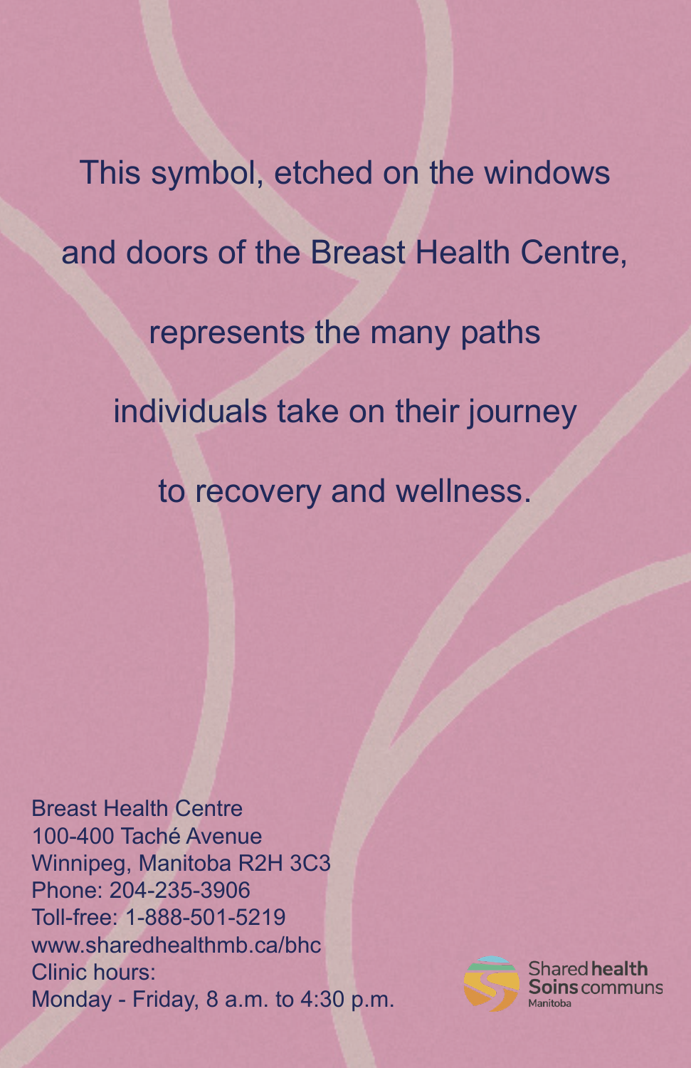This symbol, etched on the windows and doors of the Breast Health Centre, represents the many paths individuals take on their journey to recovery and wellness.

Breast Health Centre
100-400 Taché Avenue
Winnipeg, Manitoba R2H 3C3
Phone: 204-235-3906
Toll-free: 1-888-501-5219
www.sharedhealthmb.ca/bhc
Clinic hours:
Monday - Friday, 8 a.m. to 4:30 p.m.

Shared **health**
**Soins** communs
Manitoba